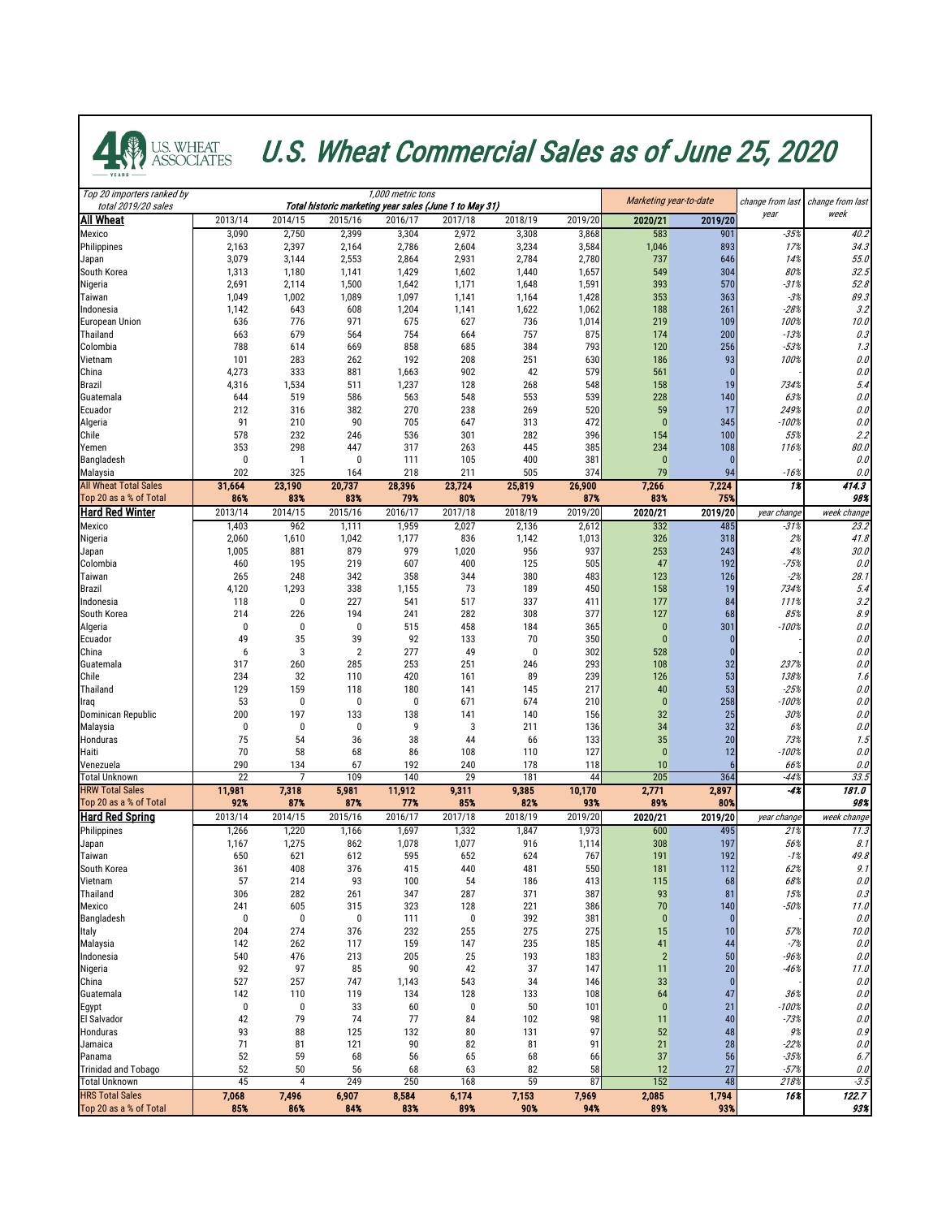# U.S. Wheat Commercial Sales as of June 25, 2020

| Top 20 importers ranked by total 2019/20 sales | 1,000 metric tons — Total historic marketing year sales (June 1 to May 31) | | | | | | | Marketing year-to-date | | change from last year | change from last week |
|---|---|---|---|---|---|---|---|---|---|---|---|
| **All Wheat** | 2013/14 | 2014/15 | 2015/16 | 2016/17 | 2017/18 | 2018/19 | 2019/20 | **2020/21** | **2019/20** | | |
| Mexico | 3,090 | 2,750 | 2,399 | 3,304 | 2,972 | 3,308 | 3,868 | 583 | 901 | -35% | 40.2 |
| Philippines | 2,163 | 2,397 | 2,164 | 2,786 | 2,604 | 3,234 | 3,584 | 1,046 | 893 | 17% | 34.3 |
| Japan | 3,079 | 3,144 | 2,553 | 2,864 | 2,931 | 2,784 | 2,780 | 737 | 646 | 14% | 55.0 |
| South Korea | 1,313 | 1,180 | 1,141 | 1,429 | 1,602 | 1,440 | 1,657 | 549 | 304 | 80% | 32.5 |
| Nigeria | 2,691 | 2,114 | 1,500 | 1,642 | 1,171 | 1,648 | 1,591 | 393 | 570 | -31% | 52.8 |
| Taiwan | 1,049 | 1,002 | 1,089 | 1,097 | 1,141 | 1,164 | 1,428 | 353 | 363 | -3% | 89.3 |
| Indonesia | 1,142 | 643 | 608 | 1,204 | 1,141 | 1,622 | 1,062 | 188 | 261 | -28% | 3.2 |
| European Union | 636 | 776 | 971 | 675 | 627 | 736 | 1,014 | 219 | 109 | 100% | 10.0 |
| Thailand | 663 | 679 | 564 | 754 | 664 | 757 | 875 | 174 | 200 | -13% | 0.3 |
| Colombia | 788 | 614 | 669 | 858 | 685 | 384 | 793 | 120 | 256 | -53% | 1.3 |
| Vietnam | 101 | 283 | 262 | 192 | 208 | 251 | 630 | 186 | 93 | 100% | 0.0 |
| China | 4,273 | 333 | 881 | 1,663 | 902 | 42 | 579 | 561 | 0 | - | 0.0 |
| Brazil | 4,316 | 1,534 | 511 | 1,237 | 128 | 268 | 548 | 158 | 19 | 734% | 5.4 |
| Guatemala | 644 | 519 | 586 | 563 | 548 | 553 | 539 | 228 | 140 | 63% | 0.0 |
| Ecuador | 212 | 316 | 382 | 270 | 238 | 269 | 520 | 59 | 17 | 249% | 0.0 |
| Algeria | 91 | 210 | 90 | 705 | 647 | 313 | 472 | 0 | 345 | -100% | 0.0 |
| Chile | 578 | 232 | 246 | 536 | 301 | 282 | 396 | 154 | 100 | 55% | 2.2 |
| Yemen | 353 | 298 | 447 | 317 | 263 | 445 | 385 | 234 | 108 | 116% | 80.0 |
| Bangladesh | 0 | 1 | 0 | 111 | 105 | 400 | 381 | 0 | 0 | - | 0.0 |
| Malaysia | 202 | 325 | 164 | 218 | 211 | 505 | 374 | 79 | 94 | -16% | 0.0 |
| **All Wheat Total Sales** | **31,664** | **23,190** | **20,737** | **28,396** | **23,724** | **25,819** | **26,900** | **7,266** | **7,224** | **1%** | **414.3** |
| **Top 20 as a % of Total** | **86%** | **83%** | **83%** | **79%** | **80%** | **79%** | **87%** | **83%** | **75%** | | **98%** |
| **Hard Red Winter** | 2013/14 | 2014/15 | 2015/16 | 2016/17 | 2017/18 | 2018/19 | 2019/20 | **2020/21** | **2019/20** | year change | week change |
| Mexico | 1,403 | 962 | 1,111 | 1,959 | 2,027 | 2,136 | 2,612 | 332 | 485 | -31% | 23.2 |
| Nigeria | 2,060 | 1,610 | 1,042 | 1,177 | 836 | 1,142 | 1,013 | 326 | 318 | 2% | 41.8 |
| Japan | 1,005 | 881 | 879 | 979 | 1,020 | 956 | 937 | 253 | 243 | 4% | 30.0 |
| Colombia | 460 | 195 | 219 | 607 | 400 | 125 | 505 | 47 | 192 | -75% | 0.0 |
| Taiwan | 265 | 248 | 342 | 358 | 344 | 380 | 483 | 123 | 126 | -2% | 28.1 |
| Brazil | 4,120 | 1,293 | 338 | 1,155 | 73 | 189 | 450 | 158 | 19 | 734% | 5.4 |
| Indonesia | 118 | 0 | 227 | 541 | 517 | 337 | 411 | 177 | 84 | 111% | 3.2 |
| South Korea | 214 | 226 | 194 | 241 | 282 | 308 | 377 | 127 | 68 | 85% | 8.9 |
| Algeria | 0 | 0 | 0 | 515 | 458 | 184 | 365 | 0 | 301 | -100% | 0.0 |
| Ecuador | 49 | 35 | 39 | 92 | 133 | 70 | 350 | 0 | 0 | | 0.0 |
| China | 6 | 3 | 2 | 277 | 49 | 0 | 302 | 528 | 0 | - | 0.0 |
| Guatemala | 317 | 260 | 285 | 253 | 251 | 246 | 293 | 108 | 32 | 237% | 0.0 |
| Chile | 234 | 32 | 110 | 420 | 161 | 89 | 239 | 126 | 53 | 138% | 1.6 |
| Thailand | 129 | 159 | 118 | 180 | 141 | 145 | 217 | 40 | 53 | -25% | 0.0 |
| Iraq | 53 | 0 | 0 | 0 | 671 | 674 | 210 | 0 | 258 | -100% | 0.0 |
| Dominican Republic | 200 | 197 | 133 | 138 | 141 | 140 | 156 | 32 | 25 | 30% | 0.0 |
| Malaysia | 0 | 0 | 0 | 9 | 3 | 211 | 136 | 34 | 32 | 6% | 0.0 |
| Honduras | 75 | 54 | 36 | 38 | 44 | 66 | 133 | 35 | 20 | 73% | 1.5 |
| Haiti | 70 | 58 | 68 | 86 | 108 | 110 | 127 | 0 | 12 | -100% | 0.0 |
| Venezuela | 290 | 134 | 67 | 192 | 240 | 178 | 118 | 10 | 6 | 66% | 0.0 |
| Total Unknown | 22 | 7 | 109 | 140 | 29 | 181 | 44 | 205 | 364 | -44% | 33.5 |
| **HRW Total Sales** | **11,981** | **7,318** | **5,981** | **11,912** | **9,311** | **9,385** | **10,170** | **2,771** | **2,897** | **-4%** | **181.0** |
| **Top 20 as a % of Total** | **92%** | **87%** | **87%** | **77%** | **85%** | **82%** | **93%** | **89%** | **80%** | | **98%** |
| **Hard Red Spring** | 2013/14 | 2014/15 | 2015/16 | 2016/17 | 2017/18 | 2018/19 | 2019/20 | **2020/21** | **2019/20** | year change | week change |
| Philippines | 1,266 | 1,220 | 1,166 | 1,697 | 1,332 | 1,847 | 1,973 | 600 | 495 | 21% | 11.3 |
| Japan | 1,167 | 1,275 | 862 | 1,078 | 1,077 | 916 | 1,114 | 308 | 197 | 56% | 8.1 |
| Taiwan | 650 | 621 | 612 | 595 | 652 | 624 | 767 | 191 | 192 | -1% | 49.8 |
| South Korea | 361 | 408 | 376 | 415 | 440 | 481 | 550 | 181 | 112 | 62% | 9.1 |
| Vietnam | 57 | 214 | 93 | 100 | 54 | 186 | 413 | 115 | 68 | 68% | 0.0 |
| Thailand | 306 | 282 | 261 | 347 | 287 | 371 | 387 | 93 | 81 | 15% | 0.3 |
| Mexico | 241 | 605 | 315 | 323 | 128 | 221 | 386 | 70 | 140 | -50% | 11.0 |
| Bangladesh | 0 | 0 | 0 | 111 | 0 | 392 | 381 | 0 | 0 | | 0.0 |
| Italy | 204 | 274 | 376 | 232 | 255 | 275 | 275 | 15 | 10 | 57% | 10.0 |
| Malaysia | 142 | 262 | 117 | 159 | 147 | 235 | 185 | 41 | 44 | -7% | 0.0 |
| Indonesia | 540 | 476 | 213 | 205 | 25 | 193 | 183 | 2 | 50 | -96% | 0.0 |
| Nigeria | 92 | 97 | 85 | 90 | 42 | 37 | 147 | 11 | 20 | -46% | 11.0 |
| China | 527 | 257 | 747 | 1,143 | 543 | 34 | 146 | 33 | 0 | - | 0.0 |
| Guatemala | 142 | 110 | 119 | 134 | 128 | 133 | 108 | 64 | 47 | 36% | 0.0 |
| Egypt | 0 | 0 | 33 | 60 | 0 | 50 | 101 | 0 | 21 | -100% | 0.0 |
| El Salvador | 42 | 79 | 74 | 77 | 84 | 102 | 98 | 11 | 40 | -73% | 0.0 |
| Honduras | 93 | 88 | 125 | 132 | 80 | 131 | 97 | 52 | 48 | 9% | 0.9 |
| Jamaica | 71 | 81 | 121 | 90 | 82 | 81 | 91 | 21 | 28 | -22% | 0.0 |
| Panama | 52 | 59 | 68 | 56 | 65 | 68 | 66 | 37 | 56 | -35% | 6.7 |
| Trinidad and Tobago | 52 | 50 | 56 | 68 | 63 | 82 | 58 | 12 | 27 | -57% | 0.0 |
| Total Unknown | 45 | 4 | 249 | 250 | 168 | 59 | 87 | 152 | 48 | 218% | -3.5 |
| **HRS Total Sales** | **7,068** | **7,496** | **6,907** | **8,584** | **6,174** | **7,153** | **7,969** | **2,085** | **1,794** | **16%** | **122.7** |
| **Top 20 as a % of Total** | **85%** | **86%** | **84%** | **83%** | **89%** | **90%** | **94%** | **89%** | **93%** | | **93%** |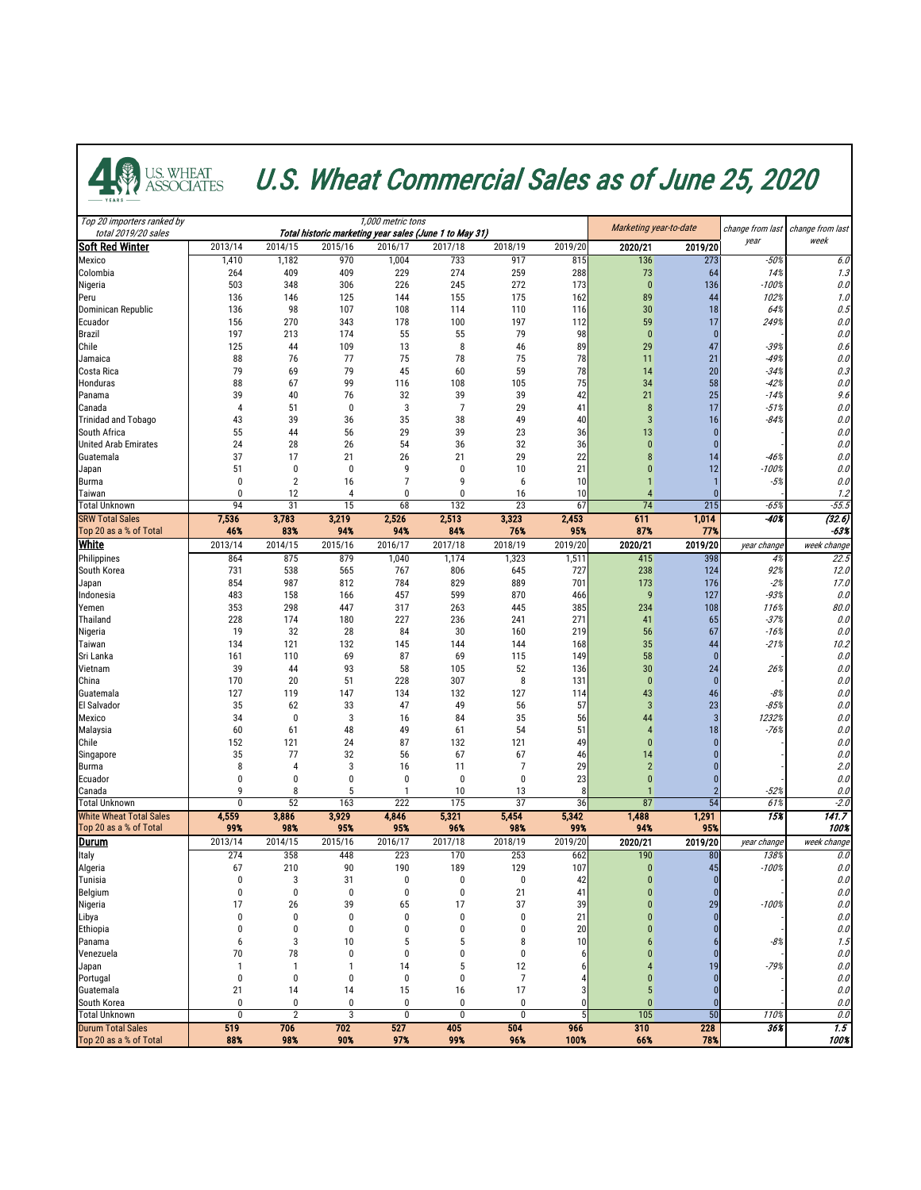# U.S. Wheat Commercial Sales as of June 25, 2020

| Top 20 importers ranked by total 2019/20 sales | 1,000 metric tons Total historic marketing year sales (June 1 to May 31) | | | | | | | Marketing year-to-date | | change from last year | change from last week |
|---|---|---|---|---|---|---|---|---|---|---|---|
| **Soft Red Winter** | 2013/14 | 2014/15 | 2015/16 | 2016/17 | 2017/18 | 2018/19 | 2019/20 | **2020/21** | **2019/20** | | |
| Mexico | 1,410 | 1,182 | 970 | 1,004 | 733 | 917 | 815 | 136 | 273 | -50% | 6.0 |
| Colombia | 264 | 409 | 409 | 229 | 274 | 259 | 288 | 73 | 64 | 14% | 1.3 |
| Nigeria | 503 | 348 | 306 | 226 | 245 | 272 | 173 | 0 | 136 | -100% | 0.0 |
| Peru | 136 | 146 | 125 | 144 | 155 | 175 | 162 | 89 | 44 | 102% | 1.0 |
| Dominican Republic | 136 | 98 | 107 | 108 | 114 | 110 | 116 | 30 | 18 | 64% | 0.5 |
| Ecuador | 156 | 270 | 343 | 178 | 100 | 197 | 112 | 59 | 17 | 249% | 0.0 |
| Brazil | 197 | 213 | 174 | 55 | 55 | 79 | 98 | 0 | 0 | | 0.0 |
| Chile | 125 | 44 | 109 | 13 | 8 | 46 | 89 | 29 | 47 | -39% | 0.6 |
| Jamaica | 88 | 76 | 77 | 75 | 78 | 75 | 78 | 11 | 21 | -49% | 0.0 |
| Costa Rica | 79 | 69 | 79 | 45 | 60 | 59 | 78 | 14 | 20 | -34% | 0.3 |
| Honduras | 88 | 67 | 99 | 116 | 108 | 105 | 75 | 34 | 58 | -42% | 0.0 |
| Panama | 39 | 40 | 76 | 32 | 39 | 39 | 42 | 21 | 25 | -14% | 9.6 |
| Canada | 4 | 51 | 0 | 3 | 7 | 29 | 41 | 8 | 17 | -51% | 0.0 |
| Trinidad and Tobago | 43 | 39 | 36 | 35 | 38 | 49 | 40 | 3 | 16 | -84% | 0.0 |
| South Africa | 55 | 44 | 56 | 29 | 39 | 23 | 36 | 13 | 0 | | 0.0 |
| United Arab Emirates | 24 | 28 | 26 | 54 | 36 | 32 | 36 | 0 | 0 | | 0.0 |
| Guatemala | 37 | 17 | 21 | 26 | 21 | 29 | 22 | 8 | 14 | -46% | 0.0 |
| Japan | 51 | 0 | 0 | 9 | 0 | 10 | 21 | 0 | 12 | -100% | 0.0 |
| Burma | 0 | 2 | 16 | 7 | 9 | 6 | 10 | 1 | 1 | -5% | 0.0 |
| Taiwan | 0 | 12 | 4 | 0 | 0 | 16 | 10 | 4 | 0 | | 1.2 |
| Total Unknown | 94 | 31 | 15 | 68 | 132 | 23 | 67 | 74 | 215 | -65% | -55.5 |
| **SRW Total Sales** | **7,536** | **3,783** | **3,219** | **2,526** | **2,513** | **3,323** | **2,453** | **611** | **1,014** | **-40%** | **(32.6)** |
| **Top 20 as a % of Total** | **46%** | **83%** | **94%** | **94%** | **84%** | **76%** | **95%** | **87%** | **77%** | | **-63%** |
| **White** | 2013/14 | 2014/15 | 2015/16 | 2016/17 | 2017/18 | 2018/19 | 2019/20 | **2020/21** | **2019/20** | year change | week change |
| Philippines | 864 | 875 | 879 | 1,040 | 1,174 | 1,323 | 1,511 | 415 | 398 | 4% | 22.5 |
| South Korea | 731 | 538 | 565 | 767 | 806 | 645 | 727 | 238 | 124 | 92% | 12.0 |
| Japan | 854 | 987 | 812 | 784 | 829 | 889 | 701 | 173 | 176 | -2% | 17.0 |
| Indonesia | 483 | 158 | 166 | 457 | 599 | 870 | 466 | 9 | 127 | -93% | 0.0 |
| Yemen | 353 | 298 | 447 | 317 | 263 | 445 | 385 | 234 | 108 | 116% | 80.0 |
| Thailand | 228 | 174 | 180 | 227 | 236 | 241 | 271 | 41 | 65 | -37% | 0.0 |
| Nigeria | 19 | 32 | 28 | 84 | 30 | 160 | 219 | 56 | 67 | -16% | 0.0 |
| Taiwan | 134 | 121 | 132 | 145 | 144 | 144 | 168 | 35 | 44 | -21% | 10.2 |
| Sri Lanka | 161 | 110 | 69 | 87 | 69 | 115 | 149 | 58 | 0 | | 0.0 |
| Vietnam | 39 | 44 | 93 | 58 | 105 | 52 | 136 | 30 | 24 | 26% | 0.0 |
| China | 170 | 20 | 51 | 228 | 307 | 8 | 131 | 0 | 0 | | 0.0 |
| Guatemala | 127 | 119 | 147 | 134 | 132 | 127 | 114 | 43 | 46 | -8% | 0.0 |
| El Salvador | 35 | 62 | 33 | 47 | 49 | 56 | 57 | 3 | 23 | -85% | 0.0 |
| Mexico | 34 | 0 | 3 | 16 | 84 | 35 | 56 | 44 | 3 | 1232% | 0.0 |
| Malaysia | 60 | 61 | 48 | 49 | 61 | 54 | 51 | 4 | 18 | -76% | 0.0 |
| Chile | 152 | 121 | 24 | 87 | 132 | 121 | 49 | 0 | 0 | | 0.0 |
| Singapore | 35 | 77 | 32 | 56 | 67 | 67 | 46 | 14 | 0 | | 0.0 |
| Burma | 8 | 4 | 3 | 16 | 11 | 7 | 29 | 2 | 0 | | 2.0 |
| Ecuador | 0 | 0 | 0 | 0 | 0 | 0 | 23 | 0 | 0 | | 0.0 |
| Canada | 9 | 8 | 5 | 1 | 10 | 13 | 8 | 1 | 2 | -52% | 0.0 |
| Total Unknown | 0 | 52 | 163 | 222 | 175 | 37 | 36 | 87 | 54 | 61% | -2.0 |
| **White Wheat Total Sales** | **4,559** | **3,886** | **3,929** | **4,846** | **5,321** | **5,454** | **5,342** | **1,488** | **1,291** | **15%** | **141.7** |
| **Top 20 as a % of Total** | **99%** | **98%** | **95%** | **95%** | **96%** | **98%** | **99%** | **94%** | **95%** | | **100%** |
| **Durum** | 2013/14 | 2014/15 | 2015/16 | 2016/17 | 2017/18 | 2018/19 | 2019/20 | **2020/21** | **2019/20** | year change | week change |
| Italy | 274 | 358 | 448 | 223 | 170 | 253 | 662 | 190 | 80 | 138% | 0.0 |
| Algeria | 67 | 210 | 90 | 190 | 189 | 129 | 107 | 0 | 45 | -100% | 0.0 |
| Tunisia | 0 | 3 | 31 | 0 | 0 | 0 | 42 | 0 | 0 | | 0.0 |
| Belgium | 0 | 0 | 0 | 0 | 0 | 21 | 41 | 0 | 0 | | 0.0 |
| Nigeria | 17 | 26 | 39 | 65 | 17 | 37 | 39 | 0 | 29 | -100% | 0.0 |
| Libya | 0 | 0 | 0 | 0 | 0 | 0 | 21 | 0 | 0 | | 0.0 |
| Ethiopia | 0 | 0 | 0 | 0 | 0 | 0 | 20 | 0 | 0 | | 0.0 |
| Panama | 6 | 3 | 10 | 5 | 5 | 8 | 10 | 6 | 6 | -8% | 1.5 |
| Venezuela | 70 | 78 | 0 | 0 | 0 | 0 | 6 | 0 | 0 | | 0.0 |
| Japan | 1 | 1 | 1 | 14 | 5 | 12 | 6 | 4 | 19 | -79% | 0.0 |
| Portugal | 0 | 0 | 0 | 0 | 0 | 7 | 4 | 0 | 0 | | 0.0 |
| Guatemala | 21 | 14 | 14 | 15 | 16 | 17 | 3 | 5 | 0 | | 0.0 |
| South Korea | 0 | 0 | 0 | 0 | 0 | 0 | 0 | 0 | 0 | | 0.0 |
| Total Unknown | 0 | 2 | 3 | 0 | 0 | 0 | 5 | 105 | 50 | 110% | 0.0 |
| **Durum Total Sales** | **519** | **706** | **702** | **527** | **405** | **504** | **966** | **310** | **228** | **36%** | **1.5** |
| **Top 20 as a % of Total** | **88%** | **98%** | **90%** | **97%** | **99%** | **96%** | **100%** | **66%** | **78%** | | **100%** |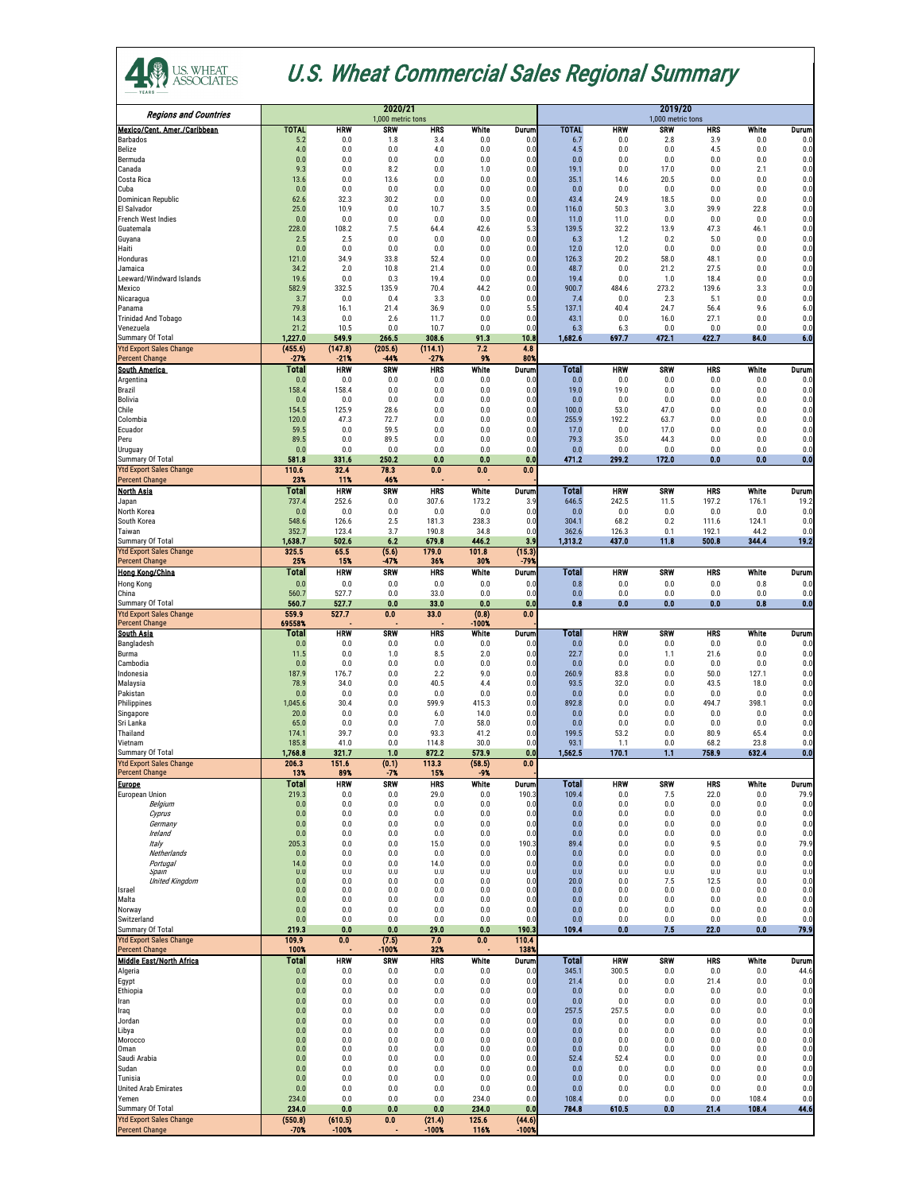# U.S. Wheat Commercial Sales Regional Summary

| Regions and Countries | 2020/21 1,000 metric tons | | | | | | 2019/20 1,000 metric tons | | | | | |
|---|---|---|---|---|---|---|---|---|---|---|---|---|
| **Mexico/Cent. Amer./Caribbean** | **TOTAL** | **HRW** | **SRW** | **HRS** | **White** | **Durum** | **TOTAL** | **HRW** | **SRW** | **HRS** | **White** | **Durum** |
| Barbados | 5.2 | 0.0 | 1.8 | 3.4 | 0.0 | 0.0 | 6.7 | 0.0 | 2.8 | 3.9 | 0.0 | 0.0 |
| Belize | 4.0 | 0.0 | 0.0 | 4.0 | 0.0 | 0.0 | 4.5 | 0.0 | 0.0 | 4.5 | 0.0 | 0.0 |
| Bermuda | 0.0 | 0.0 | 0.0 | 0.0 | 0.0 | 0.0 | 0.0 | 0.0 | 0.0 | 0.0 | 0.0 | 0.0 |
| Canada | 9.3 | 0.0 | 8.2 | 0.0 | 1.0 | 0.0 | 19.1 | 0.0 | 17.0 | 0.0 | 2.1 | 0.0 |
| Costa Rica | 13.6 | 0.0 | 13.6 | 0.0 | 0.0 | 0.0 | 35.1 | 14.6 | 20.5 | 0.0 | 0.0 | 0.0 |
| Cuba | 0.0 | 0.0 | 0.0 | 0.0 | 0.0 | 0.0 | 0.0 | 0.0 | 0.0 | 0.0 | 0.0 | 0.0 |
| Dominican Republic | 62.6 | 32.3 | 30.2 | 0.0 | 0.0 | 0.0 | 43.4 | 24.9 | 18.5 | 0.0 | 0.0 | 0.0 |
| El Salvador | 25.0 | 10.9 | 0.0 | 10.7 | 3.5 | 0.0 | 116.0 | 50.3 | 3.0 | 39.9 | 22.8 | 0.0 |
| French West Indies | 0.0 | 0.0 | 0.0 | 0.0 | 0.0 | 0.0 | 11.0 | 11.0 | 0.0 | 0.0 | 0.0 | 0.0 |
| Guatemala | 228.0 | 108.2 | 7.5 | 64.4 | 42.6 | 5.3 | 139.5 | 32.2 | 13.9 | 47.3 | 46.1 | 0.0 |
| Guyana | 2.5 | 2.5 | 0.0 | 0.0 | 0.0 | 0.0 | 6.3 | 1.2 | 0.2 | 5.0 | 0.0 | 0.0 |
| Haiti | 0.0 | 0.0 | 0.0 | 0.0 | 0.0 | 0.0 | 12.0 | 12.0 | 0.0 | 0.0 | 0.0 | 0.0 |
| Honduras | 121.0 | 34.9 | 33.8 | 52.4 | 0.0 | 0.0 | 126.3 | 20.2 | 58.0 | 48.1 | 0.0 | 0.0 |
| Jamaica | 34.2 | 2.0 | 10.8 | 21.4 | 0.0 | 0.0 | 48.7 | 0.0 | 21.2 | 27.5 | 0.0 | 0.0 |
| Leeward/Windward Islands | 19.6 | 0.0 | 0.3 | 19.4 | 0.0 | 0.0 | 19.4 | 0.0 | 1.0 | 18.4 | 0.0 | 0.0 |
| Mexico | 582.9 | 332.5 | 135.9 | 70.4 | 44.2 | 0.0 | 900.7 | 484.6 | 273.2 | 139.6 | 3.3 | 0.0 |
| Nicaragua | 3.7 | 0.0 | 0.4 | 3.3 | 0.0 | 0.0 | 7.4 | 0.0 | 2.3 | 5.1 | 0.0 | 0.0 |
| Panama | 79.8 | 16.1 | 21.4 | 36.9 | 0.0 | 5.5 | 137.1 | 40.4 | 24.7 | 56.4 | 9.6 | 6.0 |
| Trinidad And Tobago | 14.3 | 0.0 | 2.6 | 11.7 | 0.0 | 0.0 | 43.1 | 0.0 | 16.0 | 27.1 | 0.0 | 0.0 |
| Venezuela | 21.2 | 10.5 | 0.0 | 10.7 | 0.0 | 0.0 | 6.3 | 6.3 | 0.0 | 0.0 | 0.0 | 0.0 |
| Summary Of Total | **1,227.0** | **549.9** | **266.5** | **308.6** | **91.3** | **10.8** | **1,682.6** | **697.7** | **472.1** | **422.7** | **84.0** | **6.0** |
| Ytd Export Sales Change | **(455.6)** | **(147.8)** | **(205.6)** | **(114.1)** | **7.2** | **4.8** | | | | | | |
| Percent Change | **-27%** | **-21%** | **-44%** | **-27%** | **9%** | **80%** | | | | | | |
| **South America** | **Total** | **HRW** | **SRW** | **HRS** | **White** | **Durum** | **Total** | **HRW** | **SRW** | **HRS** | **White** | **Durum** |
| Argentina | 0.0 | 0.0 | 0.0 | 0.0 | 0.0 | 0.0 | 0.0 | 0.0 | 0.0 | 0.0 | 0.0 | 0.0 |
| Brazil | 158.4 | 158.4 | 0.0 | 0.0 | 0.0 | 0.0 | 19.0 | 19.0 | 0.0 | 0.0 | 0.0 | 0.0 |
| Bolivia | 0.0 | 0.0 | 0.0 | 0.0 | 0.0 | 0.0 | 0.0 | 0.0 | 0.0 | 0.0 | 0.0 | 0.0 |
| Chile | 154.5 | 125.9 | 28.6 | 0.0 | 0.0 | 0.0 | 100.0 | 53.0 | 47.0 | 0.0 | 0.0 | 0.0 |
| Colombia | 120.0 | 47.3 | 72.7 | 0.0 | 0.0 | 0.0 | 255.9 | 192.2 | 63.7 | 0.0 | 0.0 | 0.0 |
| Ecuador | 59.5 | 0.0 | 59.5 | 0.0 | 0.0 | 0.0 | 17.0 | 0.0 | 17.0 | 0.0 | 0.0 | 0.0 |
| Peru | 89.5 | 0.0 | 89.5 | 0.0 | 0.0 | 0.0 | 79.3 | 35.0 | 44.3 | 0.0 | 0.0 | 0.0 |
| Uruguay | 0.0 | 0.0 | 0.0 | 0.0 | 0.0 | 0.0 | 0.0 | 0.0 | 0.0 | 0.0 | 0.0 | 0.0 |
| Summary Of Total | **581.8** | **331.6** | **250.2** | **0.0** | **0.0** | **0.0** | **471.2** | **299.2** | **172.0** | **0.0** | **0.0** | **0.0** |
| Ytd Export Sales Change | **110.6** | **32.4** | **78.3** | **0.0** | **0.0** | **0.0** | | | | | | |
| Percent Change | **23%** | **11%** | **46%** | **-** | **-** | | | | | | | |
| **North Asia** | **Total** | **HRW** | **SRW** | **HRS** | **White** | **Durum** | **Total** | **HRW** | **SRW** | **HRS** | **White** | **Durum** |
| Japan | 737.4 | 252.6 | 0.0 | 307.6 | 173.2 | 3.9 | 646.5 | 242.5 | 11.5 | 197.2 | 176.1 | 19.2 |
| North Korea | 0.0 | 0.0 | 0.0 | 0.0 | 0.0 | 0.0 | 0.0 | 0.0 | 0.0 | 0.0 | 0.0 | 0.0 |
| South Korea | 548.6 | 126.6 | 2.5 | 181.3 | 238.3 | 0.0 | 304.1 | 68.2 | 0.2 | 111.6 | 124.1 | 0.0 |
| Taiwan | 352.7 | 123.4 | 3.7 | 190.8 | 34.8 | 0.0 | 362.6 | 126.3 | 0.1 | 192.1 | 44.2 | 0.0 |
| Summary Of Total | **1,638.7** | **502.6** | **6.2** | **679.8** | **446.2** | **3.9** | **1,313.2** | **437.0** | **11.8** | **500.8** | **344.4** | **19.2** |
| Ytd Export Sales Change | **325.5** | **65.5** | **(5.6)** | **179.0** | **101.8** | **(15.3)** | | | | | | |
| Percent Change | **25%** | **15%** | **-47%** | **36%** | **30%** | **-79%** | | | | | | |
| **Hong Kong/China** | **Total** | **HRW** | **SRW** | **HRS** | **White** | **Durum** | **Total** | **HRW** | **SRW** | **HRS** | **White** | **Durum** |
| Hong Kong | 0.0 | 0.0 | 0.0 | 0.0 | 0.0 | 0.0 | 0.8 | 0.0 | 0.0 | 0.0 | 0.8 | 0.0 |
| China | 560.7 | 527.7 | 0.0 | 33.0 | 0.0 | 0.0 | 0.0 | 0.0 | 0.0 | 0.0 | 0.0 | 0.0 |
| Summary Of Total | **560.7** | **527.7** | **0.0** | **33.0** | **0.0** | **0.0** | **0.8** | **0.0** | **0.0** | **0.0** | **0.8** | **0.0** |
| Ytd Export Sales Change | **559.9** | **527.7** | **0.0** | **33.0** | **(0.8)** | **0.0** | | | | | | |
| Percent Change | **69558%** | **-** | **-** | **-** | **-100%** | | | | | | | |
| **South Asia** | **Total** | **HRW** | **SRW** | **HRS** | **White** | **Durum** | **Total** | **HRW** | **SRW** | **HRS** | **White** | **Durum** |
| Bangladesh | 0.0 | 0.0 | 0.0 | 0.0 | 0.0 | 0.0 | 0.0 | 0.0 | 0.0 | 0.0 | 0.0 | 0.0 |
| Burma | 11.5 | 0.0 | 1.0 | 8.5 | 2.0 | 0.0 | 22.7 | 0.0 | 1.1 | 21.6 | 0.0 | 0.0 |
| Cambodia | 0.0 | 0.0 | 0.0 | 0.0 | 0.0 | 0.0 | 0.0 | 0.0 | 0.0 | 0.0 | 0.0 | 0.0 |
| Indonesia | 187.9 | 176.7 | 0.0 | 2.2 | 9.0 | 0.0 | 260.9 | 83.8 | 0.0 | 50.0 | 127.1 | 0.0 |
| Malaysia | 78.9 | 34.0 | 0.0 | 40.5 | 4.4 | 0.0 | 93.5 | 32.0 | 0.0 | 43.5 | 18.0 | 0.0 |
| Pakistan | 0.0 | 0.0 | 0.0 | 0.0 | 0.0 | 0.0 | 0.0 | 0.0 | 0.0 | 0.0 | 0.0 | 0.0 |
| Philippines | 1,045.6 | 30.4 | 0.0 | 599.9 | 415.3 | 0.0 | 892.8 | 0.0 | 0.0 | 494.7 | 398.1 | 0.0 |
| Singapore | 20.0 | 0.0 | 0.0 | 6.0 | 14.0 | 0.0 | 0.0 | 0.0 | 0.0 | 0.0 | 0.0 | 0.0 |
| Sri Lanka | 65.0 | 0.0 | 0.0 | 7.0 | 58.0 | 0.0 | 0.0 | 0.0 | 0.0 | 0.0 | 0.0 | 0.0 |
| Thailand | 174.1 | 39.7 | 0.0 | 93.3 | 41.2 | 0.0 | 199.5 | 53.2 | 0.0 | 80.9 | 65.4 | 0.0 |
| Vietnam | 185.8 | 41.0 | 0.0 | 114.8 | 30.0 | 0.0 | 93.1 | 1.1 | 0.0 | 68.2 | 23.8 | 0.0 |
| Summary Of Total | **1,768.8** | **321.7** | **1.0** | **872.2** | **573.9** | **0.0** | **1,562.5** | **170.1** | **1.1** | **758.9** | **632.4** | **0.0** |
| Ytd Export Sales Change | **206.3** | **151.6** | **(0.1)** | **113.3** | **(58.5)** | **0.0** | | | | | | |
| Percent Change | **13%** | **89%** | **-7%** | **15%** | **-9%** | | | | | | | |
| **Europe** | **Total** | **HRW** | **SRW** | **HRS** | **White** | **Durum** | **Total** | **HRW** | **SRW** | **HRS** | **White** | **Durum** |
| European Union | 219.3 | 0.0 | 0.0 | 29.0 | 0.0 | 190.3 | 109.4 | 0.0 | 7.5 | 22.0 | 0.0 | 79.9 |
| *Belgium* | 0.0 | 0.0 | 0.0 | 0.0 | 0.0 | 0.0 | 0.0 | 0.0 | 0.0 | 0.0 | 0.0 | 0.0 |
| *Cyprus* | 0.0 | 0.0 | 0.0 | 0.0 | 0.0 | 0.0 | 0.0 | 0.0 | 0.0 | 0.0 | 0.0 | 0.0 |
| *Germany* | 0.0 | 0.0 | 0.0 | 0.0 | 0.0 | 0.0 | 0.0 | 0.0 | 0.0 | 0.0 | 0.0 | 0.0 |
| *Ireland* | 0.0 | 0.0 | 0.0 | 0.0 | 0.0 | 0.0 | 0.0 | 0.0 | 0.0 | 0.0 | 0.0 | 0.0 |
| *Italy* | 205.3 | 0.0 | 0.0 | 15.0 | 0.0 | 190.3 | 89.4 | 0.0 | 0.0 | 9.5 | 0.0 | 79.9 |
| *Netherlands* | 0.0 | 0.0 | 0.0 | 0.0 | 0.0 | 0.0 | 0.0 | 0.0 | 0.0 | 0.0 | 0.0 | 0.0 |
| *Portugal* | 14.0 | 0.0 | 0.0 | 14.0 | 0.0 | 0.0 | 0.0 | 0.0 | 0.0 | 0.0 | 0.0 | 0.0 |
| *Spain* | 0.0 | 0.0 | 0.0 | 0.0 | 0.0 | 0.0 | 0.0 | 0.0 | 0.0 | 0.0 | 0.0 | 0.0 |
| *United Kingdom* | 0.0 | 0.0 | 0.0 | 0.0 | 0.0 | 0.0 | 20.0 | 0.0 | 7.5 | 12.5 | 0.0 | 0.0 |
| Israel | 0.0 | 0.0 | 0.0 | 0.0 | 0.0 | 0.0 | 0.0 | 0.0 | 0.0 | 0.0 | 0.0 | 0.0 |
| Malta | 0.0 | 0.0 | 0.0 | 0.0 | 0.0 | 0.0 | 0.0 | 0.0 | 0.0 | 0.0 | 0.0 | 0.0 |
| Norway | 0.0 | 0.0 | 0.0 | 0.0 | 0.0 | 0.0 | 0.0 | 0.0 | 0.0 | 0.0 | 0.0 | 0.0 |
| Switzerland | 0.0 | 0.0 | 0.0 | 0.0 | 0.0 | 0.0 | 0.0 | 0.0 | 0.0 | 0.0 | 0.0 | 0.0 |
| Summary Of Total | **219.3** | **0.0** | **0.0** | **29.0** | **0.0** | **190.3** | **109.4** | **0.0** | **7.5** | **22.0** | **0.0** | **79.9** |
| Ytd Export Sales Change | **109.9** | **0.0** | **(7.5)** | **7.0** | **0.0** | **110.4** | | | | | | |
| Percent Change | **100%** | **-** | **-100%** | **32%** | **-** | **138%** | | | | | | |
| **Middle East/North Africa** | **Total** | **HRW** | **SRW** | **HRS** | **White** | **Durum** | **Total** | **HRW** | **SRW** | **HRS** | **White** | **Durum** |
| Algeria | 0.0 | 0.0 | 0.0 | 0.0 | 0.0 | 0.0 | 345.1 | 300.5 | 0.0 | 0.0 | 0.0 | 44.6 |
| Egypt | 0.0 | 0.0 | 0.0 | 0.0 | 0.0 | 0.0 | 21.4 | 0.0 | 0.0 | 21.4 | 0.0 | 0.0 |
| Ethiopia | 0.0 | 0.0 | 0.0 | 0.0 | 0.0 | 0.0 | 0.0 | 0.0 | 0.0 | 0.0 | 0.0 | 0.0 |
| Iran | 0.0 | 0.0 | 0.0 | 0.0 | 0.0 | 0.0 | 0.0 | 0.0 | 0.0 | 0.0 | 0.0 | 0.0 |
| Iraq | 0.0 | 0.0 | 0.0 | 0.0 | 0.0 | 0.0 | 257.5 | 257.5 | 0.0 | 0.0 | 0.0 | 0.0 |
| Jordan | 0.0 | 0.0 | 0.0 | 0.0 | 0.0 | 0.0 | 0.0 | 0.0 | 0.0 | 0.0 | 0.0 | 0.0 |
| Libya | 0.0 | 0.0 | 0.0 | 0.0 | 0.0 | 0.0 | 0.0 | 0.0 | 0.0 | 0.0 | 0.0 | 0.0 |
| Morocco | 0.0 | 0.0 | 0.0 | 0.0 | 0.0 | 0.0 | 0.0 | 0.0 | 0.0 | 0.0 | 0.0 | 0.0 |
| Oman | 0.0 | 0.0 | 0.0 | 0.0 | 0.0 | 0.0 | 0.0 | 0.0 | 0.0 | 0.0 | 0.0 | 0.0 |
| Saudi Arabia | 0.0 | 0.0 | 0.0 | 0.0 | 0.0 | 0.0 | 52.4 | 52.4 | 0.0 | 0.0 | 0.0 | 0.0 |
| Sudan | 0.0 | 0.0 | 0.0 | 0.0 | 0.0 | 0.0 | 0.0 | 0.0 | 0.0 | 0.0 | 0.0 | 0.0 |
| Tunisia | 0.0 | 0.0 | 0.0 | 0.0 | 0.0 | 0.0 | 0.0 | 0.0 | 0.0 | 0.0 | 0.0 | 0.0 |
| United Arab Emirates | 0.0 | 0.0 | 0.0 | 0.0 | 0.0 | 0.0 | 0.0 | 0.0 | 0.0 | 0.0 | 0.0 | 0.0 |
| Yemen | 234.0 | 0.0 | 0.0 | 0.0 | 234.0 | 0.0 | 108.4 | 0.0 | 0.0 | 0.0 | 108.4 | 0.0 |
| Summary Of Total | **234.0** | **0.0** | **0.0** | **0.0** | **234.0** | **0.0** | **784.8** | **610.5** | **0.0** | **21.4** | **108.4** | **44.6** |
| Ytd Export Sales Change | **(550.8)** | **(610.5)** | **0.0** | **(21.4)** | **125.6** | **(44.6)** | | | | | | |
| Percent Change | **-70%** | **-100%** | **-** | **-100%** | **116%** | **-100%** | | | | | | |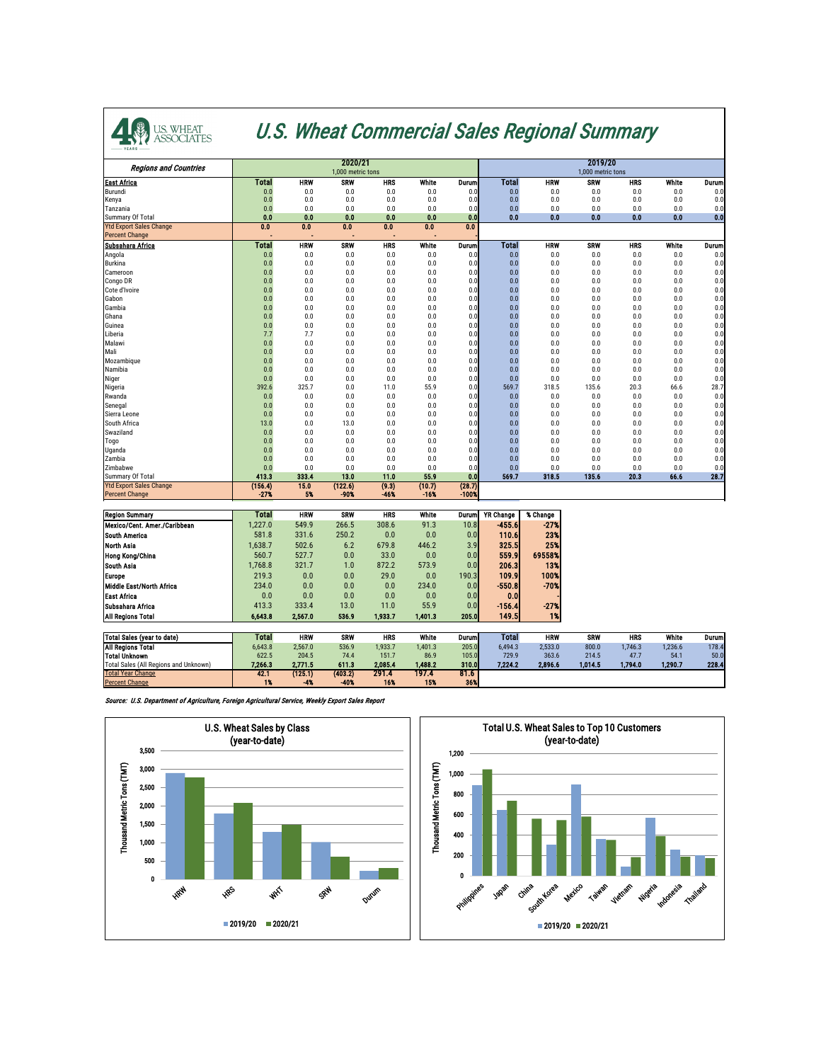# U.S. Wheat Commercial Sales Regional Summary

| Regions and Countries | 2020/21 1,000 metric tons | | | | | | 2019/20 1,000 metric tons | | | | | |
|---|---|---|---|---|---|---|---|---|---|---|---|---|
| **East Africa** | **Total** | **HRW** | **SRW** | **HRS** | **White** | **Durum** | **Total** | **HRW** | **SRW** | **HRS** | **White** | **Durum** |
| Burundi | 0.0 | 0.0 | 0.0 | 0.0 | 0.0 | 0.0 | 0.0 | 0.0 | 0.0 | 0.0 | 0.0 | 0.0 |
| Kenya | 0.0 | 0.0 | 0.0 | 0.0 | 0.0 | 0.0 | 0.0 | 0.0 | 0.0 | 0.0 | 0.0 | 0.0 |
| Tanzania | 0.0 | 0.0 | 0.0 | 0.0 | 0.0 | 0.0 | 0.0 | 0.0 | 0.0 | 0.0 | 0.0 | 0.0 |
| Summary Of Total | 0.0 | 0.0 | 0.0 | 0.0 | 0.0 | 0.0 | 0.0 | 0.0 | 0.0 | 0.0 | 0.0 | 0.0 |
| Ytd Export Sales Change | 0.0 | 0.0 | 0.0 | 0.0 | 0.0 | 0.0 | | | | | | |
| Percent Change | - | - | - | - | - | - | | | | | | |
| **Subsahara Africa** | **Total** | **HRW** | **SRW** | **HRS** | **White** | **Durum** | **Total** | **HRW** | **SRW** | **HRS** | **White** | **Durum** |
| Angola | 0.0 | 0.0 | 0.0 | 0.0 | 0.0 | 0.0 | 0.0 | 0.0 | 0.0 | 0.0 | 0.0 | 0.0 |
| Burkina | 0.0 | 0.0 | 0.0 | 0.0 | 0.0 | 0.0 | 0.0 | 0.0 | 0.0 | 0.0 | 0.0 | 0.0 |
| Cameroon | 0.0 | 0.0 | 0.0 | 0.0 | 0.0 | 0.0 | 0.0 | 0.0 | 0.0 | 0.0 | 0.0 | 0.0 |
| Congo DR | 0.0 | 0.0 | 0.0 | 0.0 | 0.0 | 0.0 | 0.0 | 0.0 | 0.0 | 0.0 | 0.0 | 0.0 |
| Cote d'Ivoire | 0.0 | 0.0 | 0.0 | 0.0 | 0.0 | 0.0 | 0.0 | 0.0 | 0.0 | 0.0 | 0.0 | 0.0 |
| Gabon | 0.0 | 0.0 | 0.0 | 0.0 | 0.0 | 0.0 | 0.0 | 0.0 | 0.0 | 0.0 | 0.0 | 0.0 |
| Gambia | 0.0 | 0.0 | 0.0 | 0.0 | 0.0 | 0.0 | 0.0 | 0.0 | 0.0 | 0.0 | 0.0 | 0.0 |
| Ghana | 0.0 | 0.0 | 0.0 | 0.0 | 0.0 | 0.0 | 0.0 | 0.0 | 0.0 | 0.0 | 0.0 | 0.0 |
| Guinea | 0.0 | 0.0 | 0.0 | 0.0 | 0.0 | 0.0 | 0.0 | 0.0 | 0.0 | 0.0 | 0.0 | 0.0 |
| Liberia | 7.7 | 7.7 | 0.0 | 0.0 | 0.0 | 0.0 | 0.0 | 0.0 | 0.0 | 0.0 | 0.0 | 0.0 |
| Malawi | 0.0 | 0.0 | 0.0 | 0.0 | 0.0 | 0.0 | 0.0 | 0.0 | 0.0 | 0.0 | 0.0 | 0.0 |
| Mali | 0.0 | 0.0 | 0.0 | 0.0 | 0.0 | 0.0 | 0.0 | 0.0 | 0.0 | 0.0 | 0.0 | 0.0 |
| Mozambique | 0.0 | 0.0 | 0.0 | 0.0 | 0.0 | 0.0 | 0.0 | 0.0 | 0.0 | 0.0 | 0.0 | 0.0 |
| Namibia | 0.0 | 0.0 | 0.0 | 0.0 | 0.0 | 0.0 | 0.0 | 0.0 | 0.0 | 0.0 | 0.0 | 0.0 |
| Niger | 0.0 | 0.0 | 0.0 | 0.0 | 0.0 | 0.0 | 0.0 | 0.0 | 0.0 | 0.0 | 0.0 | 0.0 |
| Nigeria | 392.6 | 325.7 | 0.0 | 11.0 | 55.9 | 0.0 | 569.7 | 318.5 | 135.6 | 20.3 | 66.6 | 28.7 |
| Rwanda | 0.0 | 0.0 | 0.0 | 0.0 | 0.0 | 0.0 | 0.0 | 0.0 | 0.0 | 0.0 | 0.0 | 0.0 |
| Senegal | 0.0 | 0.0 | 0.0 | 0.0 | 0.0 | 0.0 | 0.0 | 0.0 | 0.0 | 0.0 | 0.0 | 0.0 |
| Sierra Leone | 0.0 | 0.0 | 0.0 | 0.0 | 0.0 | 0.0 | 0.0 | 0.0 | 0.0 | 0.0 | 0.0 | 0.0 |
| South Africa | 13.0 | 0.0 | 13.0 | 0.0 | 0.0 | 0.0 | 0.0 | 0.0 | 0.0 | 0.0 | 0.0 | 0.0 |
| Swaziland | 0.0 | 0.0 | 0.0 | 0.0 | 0.0 | 0.0 | 0.0 | 0.0 | 0.0 | 0.0 | 0.0 | 0.0 |
| Togo | 0.0 | 0.0 | 0.0 | 0.0 | 0.0 | 0.0 | 0.0 | 0.0 | 0.0 | 0.0 | 0.0 | 0.0 |
| Uganda | 0.0 | 0.0 | 0.0 | 0.0 | 0.0 | 0.0 | 0.0 | 0.0 | 0.0 | 0.0 | 0.0 | 0.0 |
| Zambia | 0.0 | 0.0 | 0.0 | 0.0 | 0.0 | 0.0 | 0.0 | 0.0 | 0.0 | 0.0 | 0.0 | 0.0 |
| Zimbabwe | 0.0 | 0.0 | 0.0 | 0.0 | 0.0 | 0.0 | 0.0 | 0.0 | 0.0 | 0.0 | 0.0 | 0.0 |
| Summary Of Total | 413.3 | 333.4 | 13.0 | 11.0 | 55.9 | 0.0 | 569.7 | 318.5 | 135.6 | 20.3 | 66.6 | 28.7 |
| Ytd Export Sales Change | (156.4) | 15.0 | (122.6) | (9.3) | (10.7) | (28.7) | | | | | | |
| Percent Change | -27% | 5% | -90% | -46% | -16% | -100% | | | | | | |

| Region Summary | Total | HRW | SRW | HRS | White | Durum | YR Change | % Change |
|---|---|---|---|---|---|---|---|---|
| Mexico/Cent. Amer./Caribbean | 1,227.0 | 549.9 | 266.5 | 308.6 | 91.3 | 10.8 | -455.6 | -27% |
| South America | 581.8 | 331.6 | 250.2 | 0.0 | 0.0 | 0.0 | 110.6 | 23% |
| North Asia | 1,638.7 | 502.6 | 6.2 | 679.8 | 446.2 | 3.9 | 325.5 | 25% |
| Hong Kong/China | 560.7 | 527.7 | 0.0 | 33.0 | 0.0 | 0.0 | 559.9 | 69558% |
| South Asia | 1,768.8 | 321.7 | 1.0 | 872.2 | 573.9 | 0.0 | 206.3 | 13% |
| Europe | 219.3 | 0.0 | 0.0 | 29.0 | 0.0 | 190.3 | 109.9 | 100% |
| Middle East/North Africa | 234.0 | 0.0 | 0.0 | 0.0 | 234.0 | 0.0 | -550.8 | -70% |
| East Africa | 0.0 | 0.0 | 0.0 | 0.0 | 0.0 | 0.0 | 0.0 | - |
| Subsahara Africa | 413.3 | 333.4 | 13.0 | 11.0 | 55.9 | 0.0 | -156.4 | -27% |
| All Regions Total | 6,643.8 | 2,567.0 | 536.9 | 1,933.7 | 1,401.3 | 205.0 | 149.5 | 1% |

| Total Sales (year to date) | Total | HRW | SRW | HRS | White | Durum | Total | HRW | SRW | HRS | White | Durum |
|---|---|---|---|---|---|---|---|---|---|---|---|---|
| All Regions Total | 6,643.8 | 2,567.0 | 536.9 | 1,933.7 | 1,401.3 | 205.0 | 6,494.3 | 2,533.0 | 800.0 | 1,746.3 | 1,236.6 | 178.4 |
| Total Unknown | 622.5 | 204.5 | 74.4 | 151.7 | 86.9 | 105.0 | 729.9 | 363.6 | 214.5 | 47.7 | 54.1 | 50.0 |
| Total Sales (All Regions and Unknown) | 7,266.3 | 2,771.5 | 611.3 | 2,085.4 | 1,488.2 | 310.0 | 7,224.2 | 2,896.6 | 1,014.5 | 1,794.0 | 1,290.7 | 228.4 |
| Total Year Change | 42.1 | (125.1) | (403.2) | 291.4 | 197.4 | 81.6 | | | | | | |
| Percent Change | 1% | -4% | -40% | 16% | 15% | 36% | | | | | | |

*Source: U.S. Department of Agriculture, Foreign Agricultural Service, Weekly Export Sales Report*

U.S. Wheat Sales by Class
(year-to-date)

Thousand Metric Tons (TMT)
3,500
3,000
2,500
2,000
1,500
1,000
500
0
HRW
HRS
WHT
SRW
Durum
2019/20
2020/21

Total U.S. Wheat Sales to Top 10 Customers
(year-to-date)

Thousand Metric Tons (TMT)
1,200
1,000
800
600
400
200
0
Philippines
Japan
China
South Korea
Mexico
Taiwan
Vietnam
Nigeria
Indonesia
Thailand
2019/20
2020/21